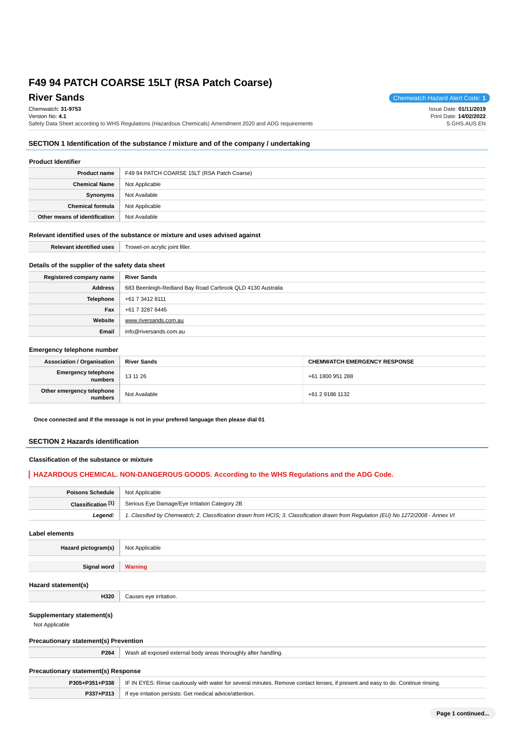# F49 94 PATCH COARSE 15LT (RSA Patch Coarse)

## River Sands

Chemwatch Hazard Alert Code: **1**

Chemwatch: **31-9753**
Version No: **4.1**
Safety Data Sheet according to WHS Regulations (Hazardous Chemicals) Amendment 2020 and ADG requirements

Issue Date: **01/11/2019**
Print Date: **14/02/2022**
S.GHS.AUS.EN

## SECTION 1 Identification of the substance / mixture and of the company / undertaking

### Product Identifier

| | |
|---|---|
| **Product name** | F49 94 PATCH COARSE 15LT (RSA Patch Coarse) |
| **Chemical Name** | Not Applicable |
| **Synonyms** | Not Available |
| **Chemical formula** | Not Applicable |
| **Other means of identification** | Not Available |

### Relevant identified uses of the substance or mixture and uses advised against

| | |
|---|---|
| **Relevant identified uses** | Trowel-on acrylic joint filler. |

### Details of the supplier of the safety data sheet

| | |
|---|---|
| **Registered company name** | **River Sands** |
| **Address** | 683 Beenleigh-Redland Bay Road Carbrook QLD 4130 Australia |
| **Telephone** | +61 7 3412 8111 |
| **Fax** | +61 7 3287 6445 |
| **Website** | www.riversands.com.au |
| **Email** | info@riversands.com.au |

### Emergency telephone number

| | | |
|---|---|---|
| **Association / Organisation** | **River Sands** | **CHEMWATCH EMERGENCY RESPONSE** |
| **Emergency telephone numbers** | 13 11 26 | +61 1800 951 288 |
| **Other emergency telephone numbers** | Not Available | +61 2 9186 1132 |

**Once connected and if the message is not in your prefered language then please dial 01**

## SECTION 2 Hazards identification

### Classification of the substance or mixture

**HAZARDOUS CHEMICAL. NON-DANGEROUS GOODS. According to the WHS Regulations and the ADG Code.**

| | |
|---|---|
| **Poisons Schedule** | Not Applicable |
| **Classification [1]** | Serious Eye Damage/Eye Irritation Category 2B |
| ***Legend:*** | *1. Classified by Chemwatch; 2. Classification drawn from HCIS; 3. Classification drawn from Regulation (EU) No 1272/2008 - Annex VI* |

### Label elements

| | |
|---|---|
| **Hazard pictogram(s)** | Not Applicable |
| **Signal word** | **Warning** |

### Hazard statement(s)

| | |
|---|---|
| **H320** | Causes eye irritation. |

### Supplementary statement(s)

Not Applicable

### Precautionary statement(s) Prevention

| | |
|---|---|
| **P264** | Wash all exposed external body areas thoroughly after handling. |

### Precautionary statement(s) Response

| | |
|---|---|
| **P305+P351+P338** | IF IN EYES: Rinse cautiously with water for several minutes. Remove contact lenses, if present and easy to do. Continue rinsing. |
| **P337+P313** | If eye irritation persists: Get medical advice/attention. |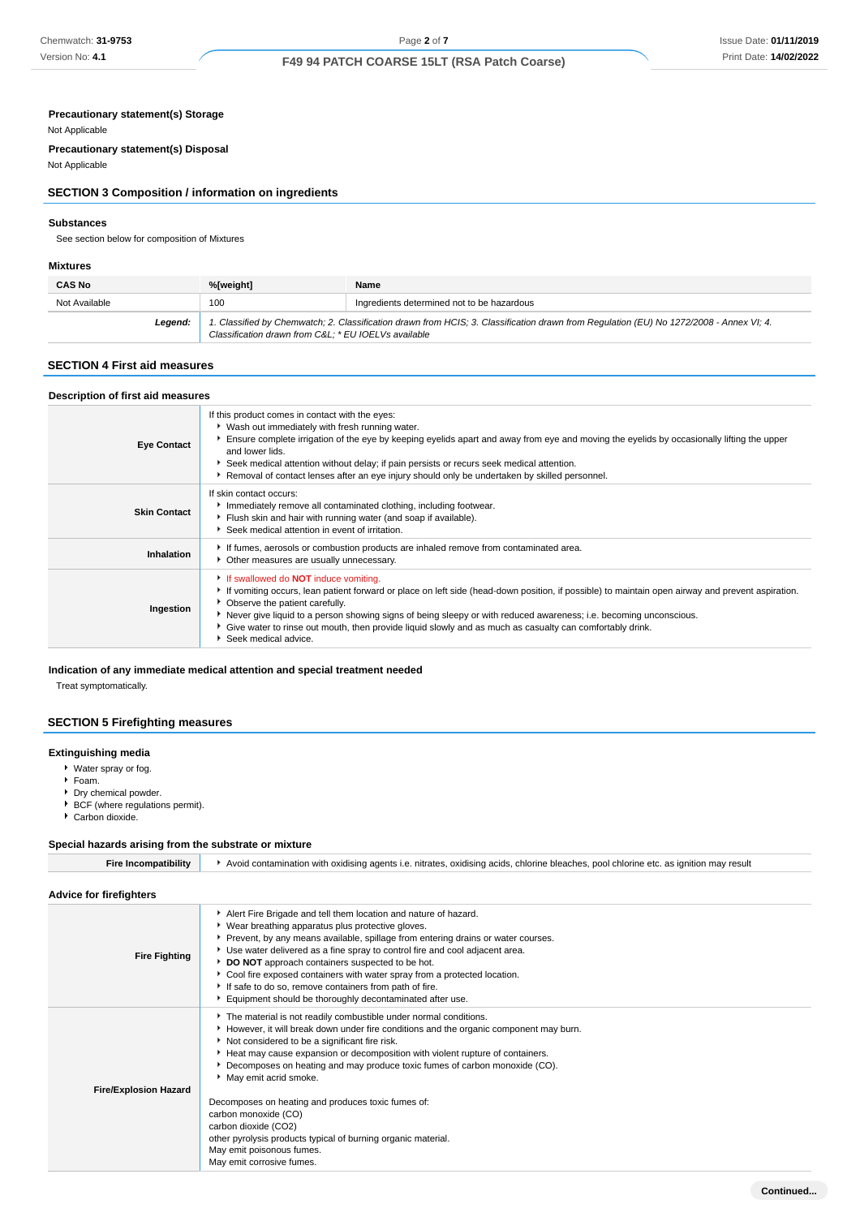### Precautionary statement(s) Storage

Not Applicable

### Precautionary statement(s) Disposal

Not Applicable

## SECTION 3 Composition / information on ingredients

### Substances

See section below for composition of Mixtures

### Mixtures

| CAS No | %[weight] | Name |
|---|---|---|
| Not Available | 100 | Ingredients determined not to be hazardous |
| ***Legend:*** | *1. Classified by Chemwatch; 2. Classification drawn from HCIS; 3. Classification drawn from Regulation (EU) No 1272/2008 - Annex VI; 4. Classification drawn from C&L; * EU IOELVs available* | |

## SECTION 4 First aid measures

### Description of first aid measures

| | |
|---|---|
| **Eye Contact** | If this product comes in contact with the eyes:<br>▸ Wash out immediately with fresh running water.<br>▸ Ensure complete irrigation of the eye by keeping eyelids apart and away from eye and moving the eyelids by occasionally lifting the upper and lower lids.<br>▸ Seek medical attention without delay; if pain persists or recurs seek medical attention.<br>▸ Removal of contact lenses after an eye injury should only be undertaken by skilled personnel. |
| **Skin Contact** | If skin contact occurs:<br>▸ Immediately remove all contaminated clothing, including footwear.<br>▸ Flush skin and hair with running water (and soap if available).<br>▸ Seek medical attention in event of irritation. |
| **Inhalation** | ▸ If fumes, aerosols or combustion products are inhaled remove from contaminated area.<br>▸ Other measures are usually unnecessary. |
| **Ingestion** | ▸ If swallowed do **NOT** induce vomiting.<br>▸ If vomiting occurs, lean patient forward or place on left side (head-down position, if possible) to maintain open airway and prevent aspiration.<br>▸ Observe the patient carefully.<br>▸ Never give liquid to a person showing signs of being sleepy or with reduced awareness; i.e. becoming unconscious.<br>▸ Give water to rinse out mouth, then provide liquid slowly and as much as casualty can comfortably drink.<br>▸ Seek medical advice. |

### Indication of any immediate medical attention and special treatment needed

Treat symptomatically.

## SECTION 5 Firefighting measures

### Extinguishing media

- Water spray or fog.
- Foam.
- Dry chemical powder.
- BCF (where regulations permit).
- Carbon dioxide.

### Special hazards arising from the substrate or mixture

| | |
|---|---|
| **Fire Incompatibility** | ▸ Avoid contamination with oxidising agents i.e. nitrates, oxidising acids, chlorine bleaches, pool chlorine etc. as ignition may result |

### Advice for firefighters

| | |
|---|---|
| **Fire Fighting** | ▸ Alert Fire Brigade and tell them location and nature of hazard.<br>▸ Wear breathing apparatus plus protective gloves.<br>▸ Prevent, by any means available, spillage from entering drains or water courses.<br>▸ Use water delivered as a fine spray to control fire and cool adjacent area.<br>▸ **DO NOT** approach containers suspected to be hot.<br>▸ Cool fire exposed containers with water spray from a protected location.<br>▸ If safe to do so, remove containers from path of fire.<br>▸ Equipment should be thoroughly decontaminated after use. |
| **Fire/Explosion Hazard** | ▸ The material is not readily combustible under normal conditions.<br>▸ However, it will break down under fire conditions and the organic component may burn.<br>▸ Not considered to be a significant fire risk.<br>▸ Heat may cause expansion or decomposition with violent rupture of containers.<br>▸ Decomposes on heating and may produce toxic fumes of carbon monoxide (CO).<br>▸ May emit acrid smoke.<br><br>Decomposes on heating and produces toxic fumes of:<br>carbon monoxide (CO)<br>carbon dioxide ($CO_2$)<br>other pyrolysis products typical of burning organic material.<br>May emit poisonous fumes.<br>May emit corrosive fumes. |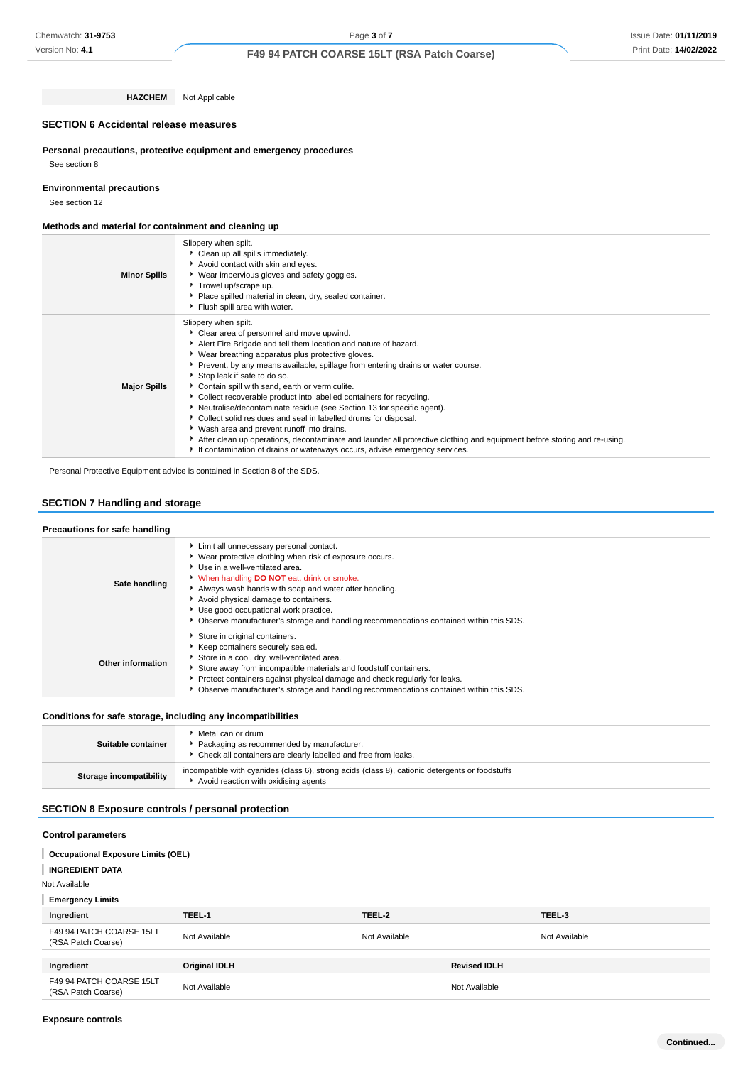| HAZCHEM | Not Applicable |
| --- | --- |

## SECTION 6 Accidental release measures

### Personal precautions, protective equipment and emergency procedures

See section 8

### Environmental precautions

See section 12

### Methods and material for containment and cleaning up

| | |
| --- | --- |
| **Minor Spills** | Slippery when spilt.<br>▸ Clean up all spills immediately.<br>▸ Avoid contact with skin and eyes.<br>▸ Wear impervious gloves and safety goggles.<br>▸ Trowel up/scrape up.<br>▸ Place spilled material in clean, dry, sealed container.<br>▸ Flush spill area with water. |
| **Major Spills** | Slippery when spilt.<br>▸ Clear area of personnel and move upwind.<br>▸ Alert Fire Brigade and tell them location and nature of hazard.<br>▸ Wear breathing apparatus plus protective gloves.<br>▸ Prevent, by any means available, spillage from entering drains or water course.<br>▸ Stop leak if safe to do so.<br>▸ Contain spill with sand, earth or vermiculite.<br>▸ Collect recoverable product into labelled containers for recycling.<br>▸ Neutralise/decontaminate residue (see Section 13 for specific agent).<br>▸ Collect solid residues and seal in labelled drums for disposal.<br>▸ Wash area and prevent runoff into drains.<br>▸ After clean up operations, decontaminate and launder all protective clothing and equipment before storing and re-using.<br>▸ If contamination of drains or waterways occurs, advise emergency services. |

Personal Protective Equipment advice is contained in Section 8 of the SDS.

## SECTION 7 Handling and storage

### Precautions for safe handling

| | |
| --- | --- |
| **Safe handling** | ▸ Limit all unnecessary personal contact.<br>▸ Wear protective clothing when risk of exposure occurs.<br>▸ Use in a well-ventilated area.<br>▸ When handling **DO NOT** eat, drink or smoke.<br>▸ Always wash hands with soap and water after handling.<br>▸ Avoid physical damage to containers.<br>▸ Use good occupational work practice.<br>▸ Observe manufacturer's storage and handling recommendations contained within this SDS. |
| **Other information** | ▸ Store in original containers.<br>▸ Keep containers securely sealed.<br>▸ Store in a cool, dry, well-ventilated area.<br>▸ Store away from incompatible materials and foodstuff containers.<br>▸ Protect containers against physical damage and check regularly for leaks.<br>▸ Observe manufacturer's storage and handling recommendations contained within this SDS. |

### Conditions for safe storage, including any incompatibilities

| | |
| --- | --- |
| **Suitable container** | ▸ Metal can or drum<br>▸ Packaging as recommended by manufacturer.<br>▸ Check all containers are clearly labelled and free from leaks. |
| **Storage incompatibility** | incompatible with cyanides (class 6), strong acids (class 8), cationic detergents or foodstuffs<br>▸ Avoid reaction with oxidising agents |

## SECTION 8 Exposure controls / personal protection

### Control parameters

**Occupational Exposure Limits (OEL)**

**INGREDIENT DATA**

Not Available

**Emergency Limits**

| Ingredient | TEEL-1 | TEEL-2 | TEEL-3 |
| --- | --- | --- | --- |
| F49 94 PATCH COARSE 15LT (RSA Patch Coarse) | Not Available | Not Available | Not Available |

| Ingredient | Original IDLH | Revised IDLH |
| --- | --- | --- |
| F49 94 PATCH COARSE 15LT (RSA Patch Coarse) | Not Available | Not Available |

### Exposure controls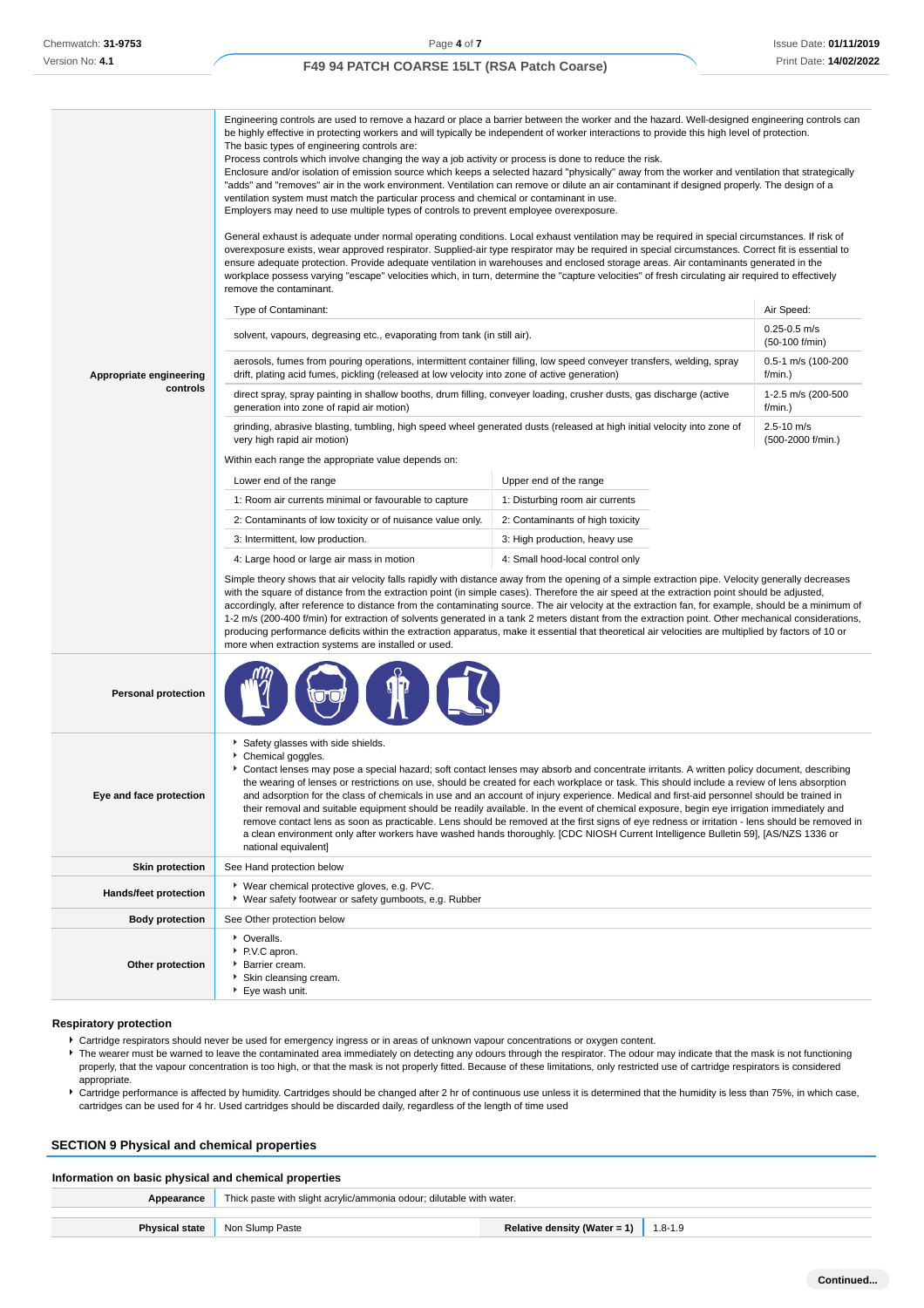| | |
|---|---|
| **Appropriate engineering controls** | Engineering controls are used to remove a hazard or place a barrier between the worker and the hazard. Well-designed engineering controls can be highly effective in protecting workers and will typically be independent of worker interactions to provide this high level of protection.<br>The basic types of engineering controls are:<br>Process controls which involve changing the way a job activity or process is done to reduce the risk.<br>Enclosure and/or isolation of emission source which keeps a selected hazard "physically" away from the worker and ventilation that strategically "adds" and "removes" air in the work environment. Ventilation can remove or dilute an air contaminant if designed properly. The design of a ventilation system must match the particular process and chemical or contaminant in use.<br>Employers may need to use multiple types of controls to prevent employee overexposure.<br><br>General exhaust is adequate under normal operating conditions. Local exhaust ventilation may be required in special circumstances. If risk of overexposure exists, wear approved respirator. Supplied-air type respirator may be required in special circumstances. Correct fit is essential to ensure adequate protection. Provide adequate ventilation in warehouses and enclosed storage areas. Air contaminants generated in the workplace possess varying "escape" velocities which, in turn, determine the "capture velocities" of fresh circulating air required to effectively remove the contaminant. |

| Type of Contaminant: | Air Speed: |
|---|---|
| solvent, vapours, degreasing etc., evaporating from tank (in still air). | 0.25-0.5 m/s (50-100 f/min) |
| aerosols, fumes from pouring operations, intermittent container filling, low speed conveyer transfers, welding, spray drift, plating acid fumes, pickling (released at low velocity into zone of active generation) | 0.5-1 m/s (100-200 f/min.) |
| direct spray, spray painting in shallow booths, drum filling, conveyer loading, crusher dusts, gas discharge (active generation into zone of rapid air motion) | 1-2.5 m/s (200-500 f/min.) |
| grinding, abrasive blasting, tumbling, high speed wheel generated dusts (released at high initial velocity into zone of very high rapid air motion) | 2.5-10 m/s (500-2000 f/min.) |

Within each range the appropriate value depends on:

| Lower end of the range | Upper end of the range |
|---|---|
| 1: Room air currents minimal or favourable to capture | 1: Disturbing room air currents |
| 2: Contaminants of low toxicity or of nuisance value only. | 2: Contaminants of high toxicity |
| 3: Intermittent, low production. | 3: High production, heavy use |
| 4: Large hood or large air mass in motion | 4: Small hood-local control only |

Simple theory shows that air velocity falls rapidly with distance away from the opening of a simple extraction pipe. Velocity generally decreases with the square of distance from the extraction point (in simple cases). Therefore the air speed at the extraction point should be adjusted, accordingly, after reference to distance from the contaminating source. The air velocity at the extraction fan, for example, should be a minimum of 1-2 m/s (200-400 f/min) for extraction of solvents generated in a tank 2 meters distant from the extraction point. Other mechanical considerations, producing performance deficits within the extraction apparatus, make it essential that theoretical air velocities are multiplied by factors of 10 or more when extraction systems are installed or used.

| | |
|---|---|
| **Personal protection** | |
| **Eye and face protection** | - Safety glasses with side shields.<br>- Chemical goggles.<br>- Contact lenses may pose a special hazard; soft contact lenses may absorb and concentrate irritants. A written policy document, describing the wearing of lenses or restrictions on use, should be created for each workplace or task. This should include a review of lens absorption and adsorption for the class of chemicals in use and an account of injury experience. Medical and first-aid personnel should be trained in their removal and suitable equipment should be readily available. In the event of chemical exposure, begin eye irrigation immediately and remove contact lens as soon as practicable. Lens should be removed at the first signs of eye redness or irritation - lens should be removed in a clean environment only after workers have washed hands thoroughly. [CDC NIOSH Current Intelligence Bulletin 59], [AS/NZS 1336 or national equivalent] |
| **Skin protection** | See Hand protection below |
| **Hands/feet protection** | - Wear chemical protective gloves, e.g. PVC.<br>- Wear safety footwear or safety gumboots, e.g. Rubber |
| **Body protection** | See Other protection below |
| **Other protection** | - Overalls.<br>- P.V.C apron.<br>- Barrier cream.<br>- Skin cleansing cream.<br>- Eye wash unit. |

### Respiratory protection

- Cartridge respirators should never be used for emergency ingress or in areas of unknown vapour concentrations or oxygen content.
- The wearer must be warned to leave the contaminated area immediately on detecting any odours through the respirator. The odour may indicate that the mask is not functioning properly, that the vapour concentration is too high, or that the mask is not properly fitted. Because of these limitations, only restricted use of cartridge respirators is considered appropriate.
- Cartridge performance is affected by humidity. Cartridges should be changed after 2 hr of continuous use unless it is determined that the humidity is less than 75%, in which case, cartridges can be used for 4 hr. Used cartridges should be discarded daily, regardless of the length of time used

## SECTION 9 Physical and chemical properties

### Information on basic physical and chemical properties

| | | | |
|---|---|---|---|
| **Appearance** | Thick paste with slight acrylic/ammonia odour; dilutable with water. | | |
| **Physical state** | Non Slump Paste | **Relative density (Water = 1)** | 1.8-1.9 |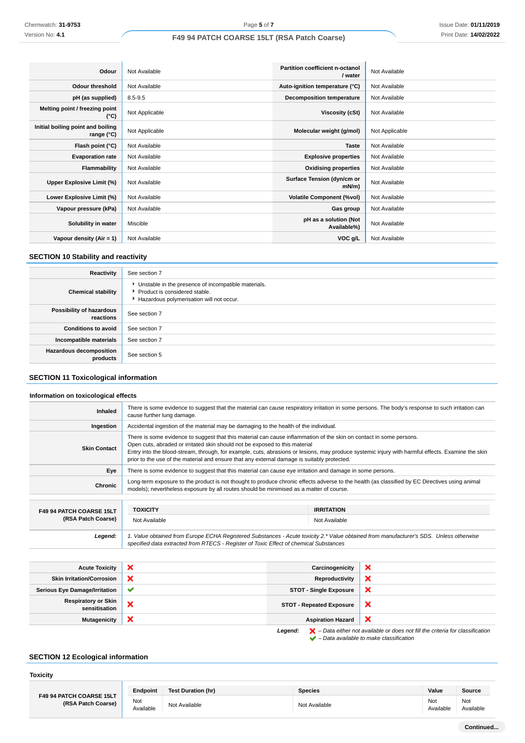| | | | |
|---|---|---|---|
| **Odour** | Not Available | **Partition coefficient n-octanol / water** | Not Available |
| **Odour threshold** | Not Available | **Auto-ignition temperature (°C)** | Not Available |
| **pH (as supplied)** | 8.5-9.5 | **Decomposition temperature** | Not Available |
| **Melting point / freezing point (°C)** | Not Applicable | **Viscosity (cSt)** | Not Available |
| **Initial boiling point and boiling range (°C)** | Not Applicable | **Molecular weight (g/mol)** | Not Applicable |
| **Flash point (°C)** | Not Available | **Taste** | Not Available |
| **Evaporation rate** | Not Available | **Explosive properties** | Not Available |
| **Flammability** | Not Available | **Oxidising properties** | Not Available |
| **Upper Explosive Limit (%)** | Not Available | **Surface Tension (dyn/cm or mN/m)** | Not Available |
| **Lower Explosive Limit (%)** | Not Available | **Volatile Component (%vol)** | Not Available |
| **Vapour pressure (kPa)** | Not Available | **Gas group** | Not Available |
| **Solubility in water** | Miscible | **pH as a solution (Not Available%)** | Not Available |
| **Vapour density (Air = 1)** | Not Available | **VOC g/L** | Not Available |

## SECTION 10 Stability and reactivity

| | |
|---|---|
| **Reactivity** | See section 7 |
| **Chemical stability** | ‣ Unstable in the presence of incompatible materials.<br>‣ Product is considered stable.<br>‣ Hazardous polymerisation will not occur. |
| **Possibility of hazardous reactions** | See section 7 |
| **Conditions to avoid** | See section 7 |
| **Incompatible materials** | See section 7 |
| **Hazardous decomposition products** | See section 5 |

## SECTION 11 Toxicological information

### Information on toxicological effects

| | |
|---|---|
| **Inhaled** | There is some evidence to suggest that the material can cause respiratory irritation in some persons. The body's response to such irritation can cause further lung damage. |
| **Ingestion** | Accidental ingestion of the material may be damaging to the health of the individual. |
| **Skin Contact** | There is some evidence to suggest that this material can cause inflammation of the skin on contact in some persons.<br>Open cuts, abraded or irritated skin should not be exposed to this material<br>Entry into the blood-stream, through, for example, cuts, abrasions or lesions, may produce systemic injury with harmful effects. Examine the skin prior to the use of the material and ensure that any external damage is suitably protected. |
| **Eye** | There is some evidence to suggest that this material can cause eye irritation and damage in some persons. |
| **Chronic** | Long-term exposure to the product is not thought to produce chronic effects adverse to the health (as classified by EC Directives using animal models); nevertheless exposure by all routes should be minimised as a matter of course. |

| | TOXICITY | IRRITATION |
|---|---|---|
| **F49 94 PATCH COARSE 15LT (RSA Patch Coarse)** | Not Available | Not Available |

***Legend:*** *1. Value obtained from Europe ECHA Registered Substances - Acute toxicity 2.\* Value obtained from manufacturer's SDS. Unless otherwise specified data extracted from RTECS - Register of Toxic Effect of chemical Substances*

| | | | |
|---|---|---|---|
| **Acute Toxicity** | ❌ | **Carcinogenicity** | ❌ |
| **Skin Irritation/Corrosion** | ❌ | **Reproductivity** | ❌ |
| **Serious Eye Damage/Irritation** | ✔ | **STOT - Single Exposure** | ❌ |
| **Respiratory or Skin sensitisation** | ❌ | **STOT - Repeated Exposure** | ❌ |
| **Mutagenicity** | ❌ | **Aspiration Hazard** | ❌ |

***Legend:*** ❌ *– Data either not available or does not fill the criteria for classification*
✔ *– Data available to make classification*

## SECTION 12 Ecological information

### Toxicity

| | Endpoint | Test Duration (hr) | Species | Value | Source |
|---|---|---|---|---|---|
| **F49 94 PATCH COARSE 15LT (RSA Patch Coarse)** | Not Available | Not Available | Not Available | Not Available | Not Available |

**Continued...**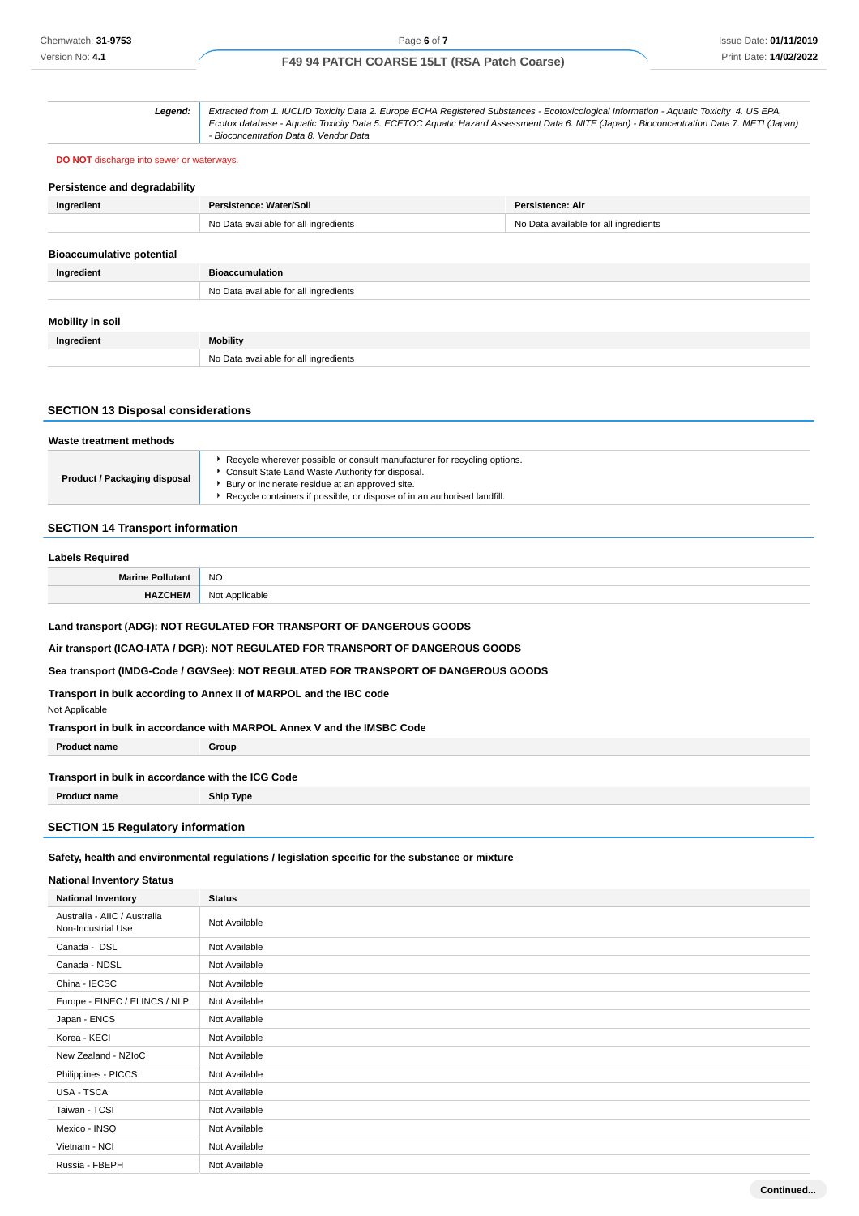| **Legend:** | *Extracted from 1. IUCLID Toxicity Data 2. Europe ECHA Registered Substances - Ecotoxicological Information - Aquatic Toxicity 4. US EPA, Ecotox database - Aquatic Toxicity Data 5. ECETOC Aquatic Hazard Assessment Data 6. NITE (Japan) - Bioconcentration Data 7. METI (Japan) - Bioconcentration Data 8. Vendor Data* |
|---|---|

**DO NOT** discharge into sewer or waterways.

### Persistence and degradability

| Ingredient | Persistence: Water/Soil | Persistence: Air |
|---|---|---|
| | No Data available for all ingredients | No Data available for all ingredients |

### Bioaccumulative potential

| Ingredient | Bioaccumulation |
|---|---|
| | No Data available for all ingredients |

### Mobility in soil

| Ingredient | Mobility |
|---|---|
| | No Data available for all ingredients |

## SECTION 13 Disposal considerations

### Waste treatment methods

| | |
|---|---|
| **Product / Packaging disposal** | ‣ Recycle wherever possible or consult manufacturer for recycling options.<br>‣ Consult State Land Waste Authority for disposal.<br>‣ Bury or incinerate residue at an approved site.<br>‣ Recycle containers if possible, or dispose of in an authorised landfill. |

## SECTION 14 Transport information

### Labels Required

| | |
|---|---|
| **Marine Pollutant** | NO |
| **HAZCHEM** | Not Applicable |

**Land transport (ADG): NOT REGULATED FOR TRANSPORT OF DANGEROUS GOODS**

**Air transport (ICAO-IATA / DGR): NOT REGULATED FOR TRANSPORT OF DANGEROUS GOODS**

**Sea transport (IMDG-Code / GGVSee): NOT REGULATED FOR TRANSPORT OF DANGEROUS GOODS**

**Transport in bulk according to Annex II of MARPOL and the IBC code**

Not Applicable

**Transport in bulk in accordance with MARPOL Annex V and the IMSBC Code**

| Product name | Group |
|---|---|

**Transport in bulk in accordance with the ICG Code**

| Product name | Ship Type |
|---|---|

## SECTION 15 Regulatory information

**Safety, health and environmental regulations / legislation specific for the substance or mixture**

### National Inventory Status

| National Inventory | Status |
|---|---|
| Australia - AIIC / Australia Non-Industrial Use | Not Available |
| Canada - DSL | Not Available |
| Canada - NDSL | Not Available |
| China - IECSC | Not Available |
| Europe - EINEC / ELINCS / NLP | Not Available |
| Japan - ENCS | Not Available |
| Korea - KECI | Not Available |
| New Zealand - NZIoC | Not Available |
| Philippines - PICCS | Not Available |
| USA - TSCA | Not Available |
| Taiwan - TCSI | Not Available |
| Mexico - INSQ | Not Available |
| Vietnam - NCI | Not Available |
| Russia - FBEPH | Not Available |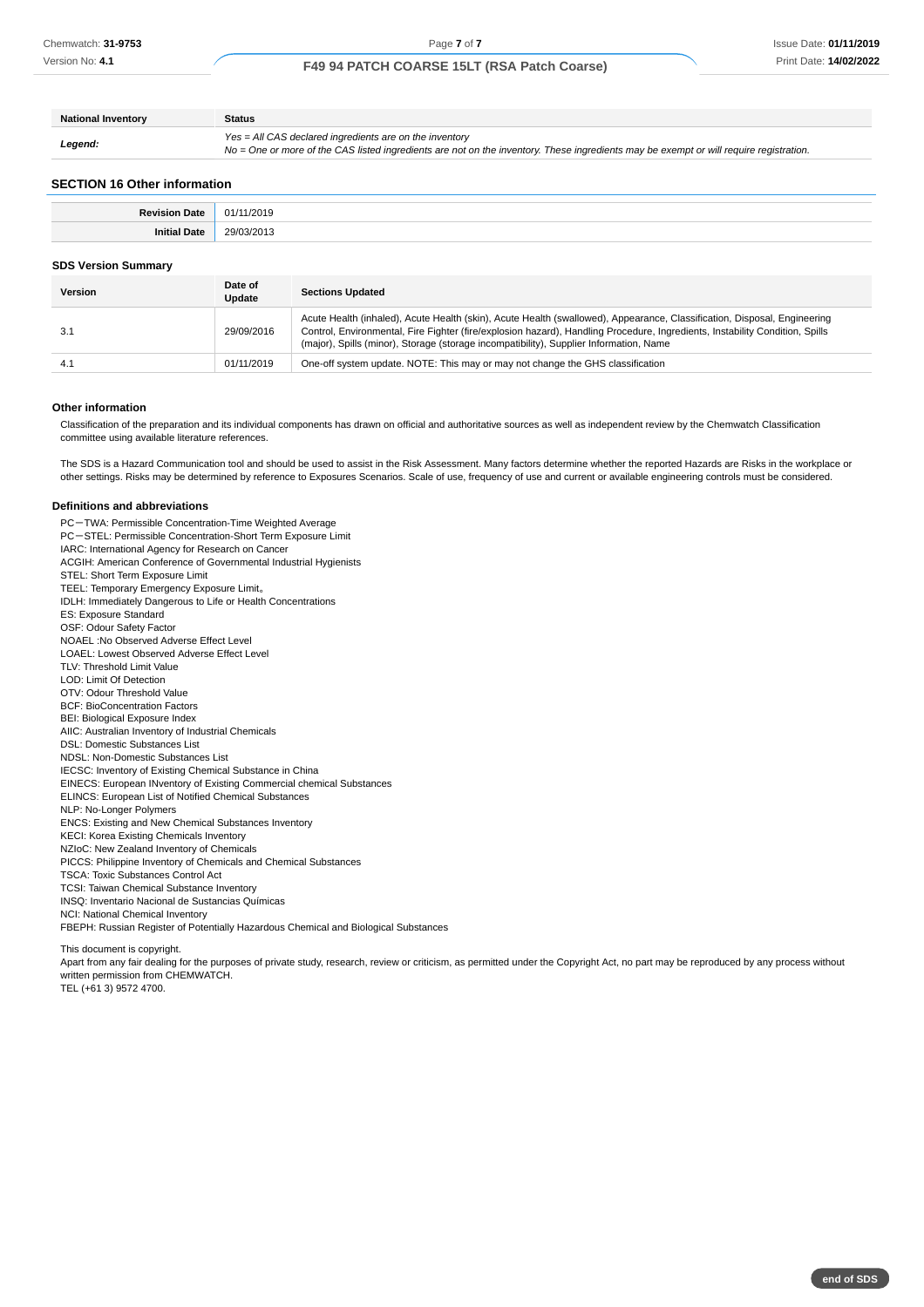| National Inventory | Status |
|---|---|
| ***Legend:*** | *Yes = All CAS declared ingredients are on the inventory*<br>*No = One or more of the CAS listed ingredients are not on the inventory. These ingredients may be exempt or will require registration.* |

## SECTION 16 Other information

| | |
|---|---|
| **Revision Date** | 01/11/2019 |
| **Initial Date** | 29/03/2013 |

### SDS Version Summary

| Version | Date of Update | Sections Updated |
|---|---|---|
| 3.1 | 29/09/2016 | Acute Health (inhaled), Acute Health (skin), Acute Health (swallowed), Appearance, Classification, Disposal, Engineering Control, Environmental, Fire Fighter (fire/explosion hazard), Handling Procedure, Ingredients, Instability Condition, Spills (major), Spills (minor), Storage (storage incompatibility), Supplier Information, Name |
| 4.1 | 01/11/2019 | One-off system update. NOTE: This may or may not change the GHS classification |

### Other information

Classification of the preparation and its individual components has drawn on official and authoritative sources as well as independent review by the Chemwatch Classification committee using available literature references.

The SDS is a Hazard Communication tool and should be used to assist in the Risk Assessment. Many factors determine whether the reported Hazards are Risks in the workplace or other settings. Risks may be determined by reference to Exposures Scenarios. Scale of use, frequency of use and current or available engineering controls must be considered.

### Definitions and abbreviations

PC－TWA: Permissible Concentration-Time Weighted Average
PC－STEL: Permissible Concentration-Short Term Exposure Limit
IARC: International Agency for Research on Cancer
ACGIH: American Conference of Governmental Industrial Hygienists
STEL: Short Term Exposure Limit
TEEL: Temporary Emergency Exposure Limit。
IDLH: Immediately Dangerous to Life or Health Concentrations
ES: Exposure Standard
OSF: Odour Safety Factor
NOAEL :No Observed Adverse Effect Level
LOAEL: Lowest Observed Adverse Effect Level
TLV: Threshold Limit Value
LOD: Limit Of Detection
OTV: Odour Threshold Value
BCF: BioConcentration Factors
BEI: Biological Exposure Index
AIIC: Australian Inventory of Industrial Chemicals
DSL: Domestic Substances List
NDSL: Non-Domestic Substances List
IECSC: Inventory of Existing Chemical Substance in China
EINECS: European INventory of Existing Commercial chemical Substances
ELINCS: European List of Notified Chemical Substances
NLP: No-Longer Polymers
ENCS: Existing and New Chemical Substances Inventory
KECI: Korea Existing Chemicals Inventory
NZIoC: New Zealand Inventory of Chemicals
PICCS: Philippine Inventory of Chemicals and Chemical Substances
TSCA: Toxic Substances Control Act
TCSI: Taiwan Chemical Substance Inventory
INSQ: Inventario Nacional de Sustancias Químicas
NCI: National Chemical Inventory
FBEPH: Russian Register of Potentially Hazardous Chemical and Biological Substances

This document is copyright.
Apart from any fair dealing for the purposes of private study, research, review or criticism, as permitted under the Copyright Act, no part may be reproduced by any process without written permission from CHEMWATCH.
TEL (+61 3) 9572 4700.

**end of SDS**